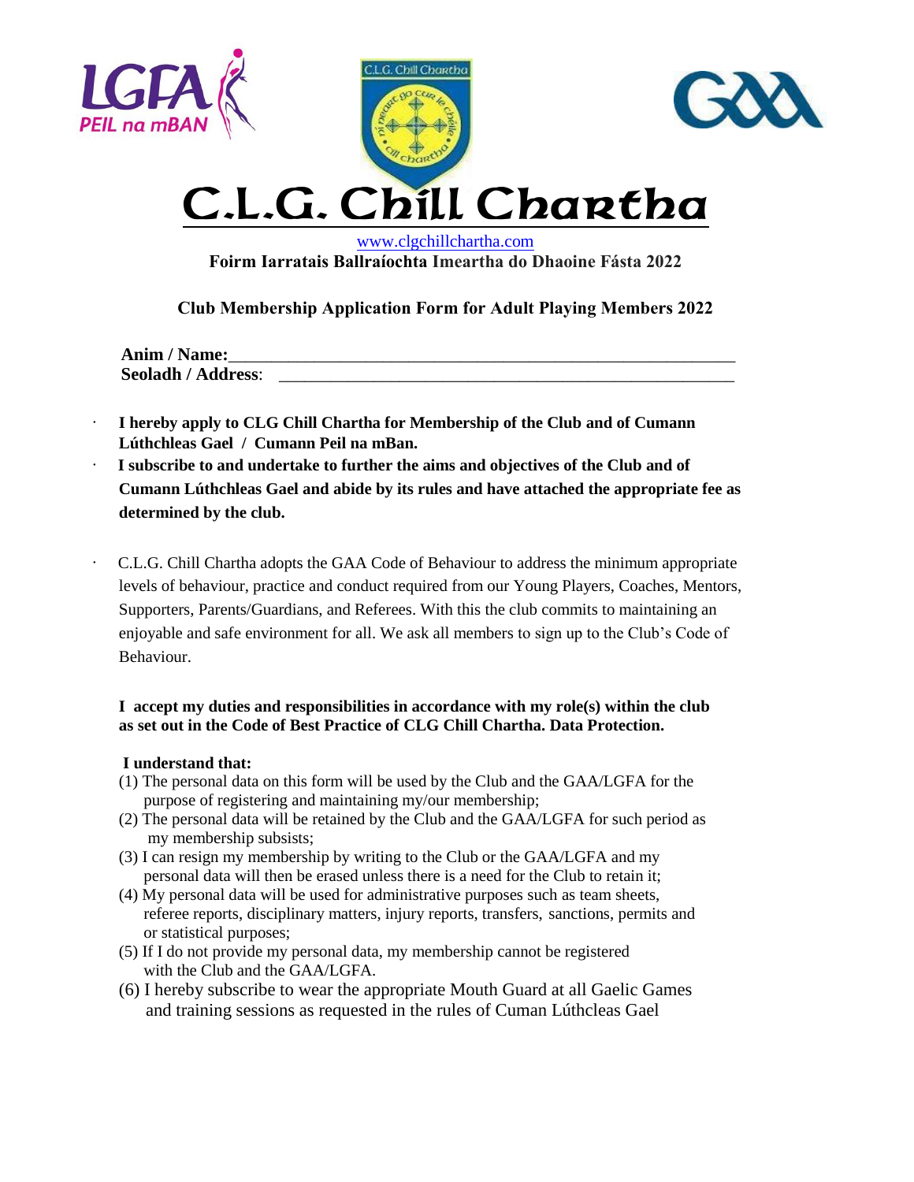# C.L.G. Chill Chartha

www.clgchillchartha.com

**Foirm Iarratais Ballraíochta Imeartha do Dhaoine Fásta 2022**

**Club Membership Application Form for Adult Playing Members 2022**

**Anim / Name:**\_\_\_\_\_\_\_\_\_\_\_\_\_\_\_\_\_\_\_\_\_\_\_\_\_\_\_\_\_\_\_\_\_\_\_\_\_\_\_\_\_\_\_\_\_\_\_\_\_\_\_\_\_\_\_\_

**Seoladh / Address**: \_\_\_\_\_\_\_\_\_\_\_\_\_\_\_\_\_\_\_\_\_\_\_\_\_\_\_\_\_\_\_\_\_\_\_\_\_\_\_\_\_\_\_\_\_\_\_\_\_\_\_\_

- **I hereby apply to CLG Chill Chartha for Membership of the Club and of Cumann Lúthchleas Gael / Cumann Peil na mBan.**
- **I subscribe to and undertake to further the aims and objectives of the Club and of Cumann Lúthchleas Gael and abide by its rules and have attached the appropriate fee as determined by the club.**

- C.L.G. Chill Chartha adopts the GAA Code of Behaviour to address the minimum appropriate levels of behaviour, practice and conduct required from our Young Players, Coaches, Mentors, Supporters, Parents/Guardians, and Referees. With this the club commits to maintaining an enjoyable and safe environment for all. We ask all members to sign up to the Club's Code of Behaviour.

**I accept my duties and responsibilities in accordance with my role(s) within the club as set out in the Code of Best Practice of CLG Chill Chartha. Data Protection.**

**I understand that:**

(1) The personal data on this form will be used by the Club and the GAA/LGFA for the purpose of registering and maintaining my/our membership;
(2) The personal data will be retained by the Club and the GAA/LGFA for such period as my membership subsists;
(3) I can resign my membership by writing to the Club or the GAA/LGFA and my personal data will then be erased unless there is a need for the Club to retain it;
(4) My personal data will be used for administrative purposes such as team sheets, referee reports, disciplinary matters, injury reports, transfers, sanctions, permits and or statistical purposes;
(5) If I do not provide my personal data, my membership cannot be registered with the Club and the GAA/LGFA.
(6) I hereby subscribe to wear the appropriate Mouth Guard at all Gaelic Games and training sessions as requested in the rules of Cuman Lúthcleas Gael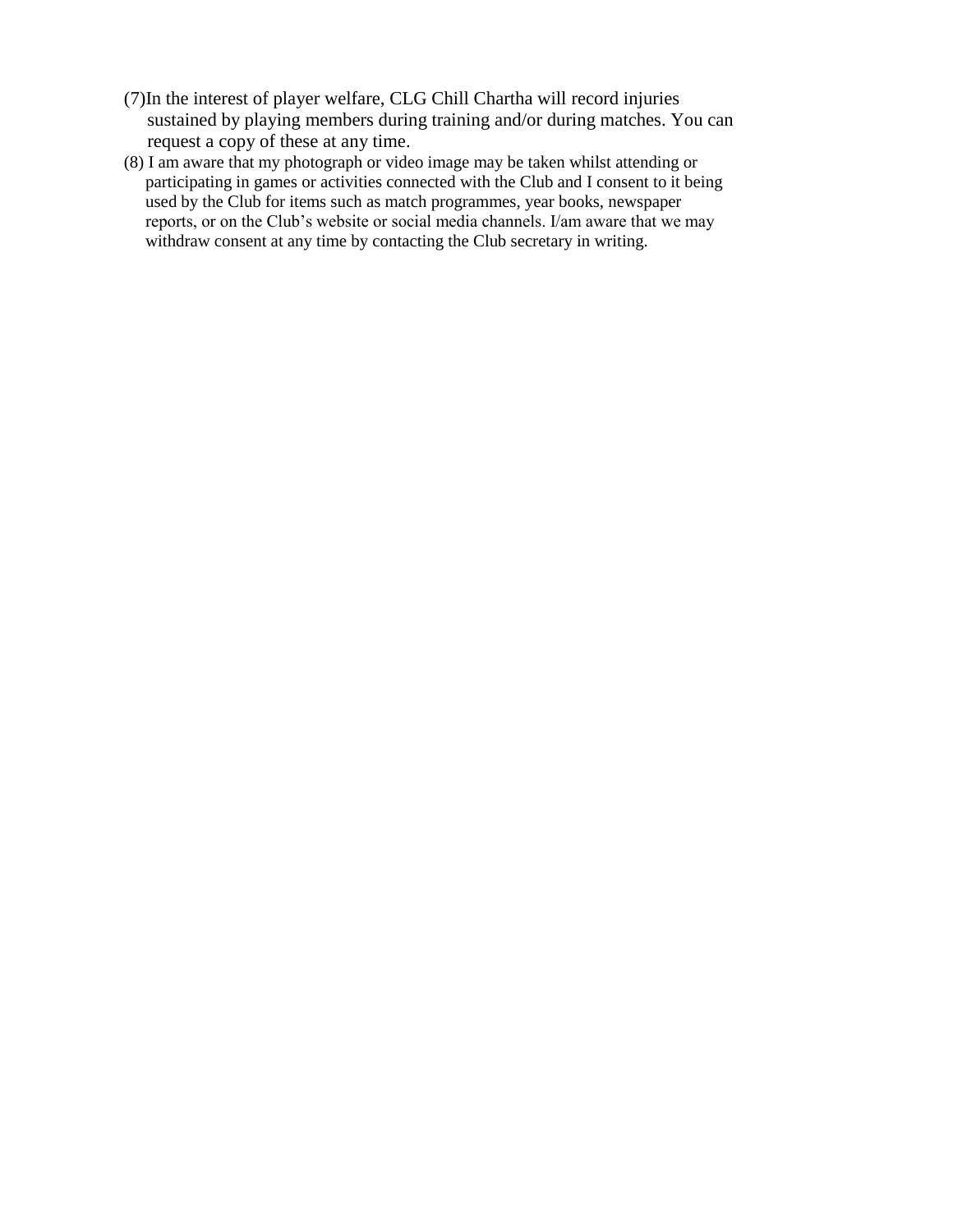(7) In the interest of player welfare, CLG Chill Chartha will record injuries sustained by playing members during training and/or during matches. You can request a copy of these at any time.

(8) I am aware that my photograph or video image may be taken whilst attending or participating in games or activities connected with the Club and I consent to it being used by the Club for items such as match programmes, year books, newspaper reports, or on the Club's website or social media channels. I/am aware that we may withdraw consent at any time by contacting the Club secretary in writing.